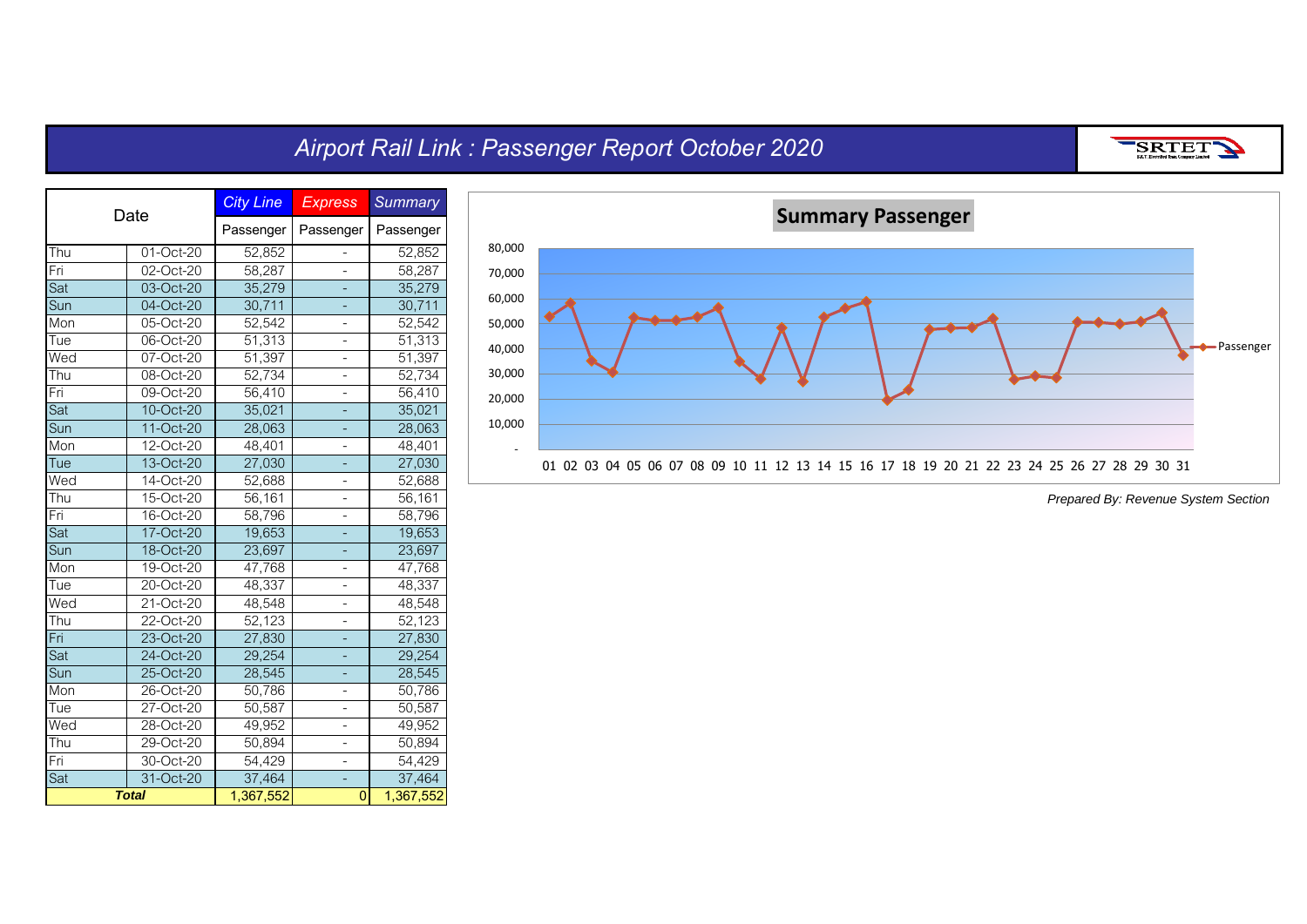# Airport Rail Link : Passenger Report October 2020

| Date | | City Line | Express | Summary |
|---|---|---|---|---|
| | | Passenger | Passenger | Passenger |
| Thu | 01-Oct-20 | 52,852 | - | 52,852 |
| Fri | 02-Oct-20 | 58,287 | - | 58,287 |
| Sat | 03-Oct-20 | 35,279 | - | 35,279 |
| Sun | 04-Oct-20 | 30,711 | - | 30,711 |
| Mon | 05-Oct-20 | 52,542 | - | 52,542 |
| Tue | 06-Oct-20 | 51,313 | - | 51,313 |
| Wed | 07-Oct-20 | 51,397 | - | 51,397 |
| Thu | 08-Oct-20 | 52,734 | - | 52,734 |
| Fri | 09-Oct-20 | 56,410 | - | 56,410 |
| Sat | 10-Oct-20 | 35,021 | - | 35,021 |
| Sun | 11-Oct-20 | 28,063 | - | 28,063 |
| Mon | 12-Oct-20 | 48,401 | - | 48,401 |
| Tue | 13-Oct-20 | 27,030 | - | 27,030 |
| Wed | 14-Oct-20 | 52,688 | - | 52,688 |
| Thu | 15-Oct-20 | 56,161 | - | 56,161 |
| Fri | 16-Oct-20 | 58,796 | - | 58,796 |
| Sat | 17-Oct-20 | 19,653 | - | 19,653 |
| Sun | 18-Oct-20 | 23,697 | - | 23,697 |
| Mon | 19-Oct-20 | 47,768 | - | 47,768 |
| Tue | 20-Oct-20 | 48,337 | - | 48,337 |
| Wed | 21-Oct-20 | 48,548 | - | 48,548 |
| Thu | 22-Oct-20 | 52,123 | - | 52,123 |
| Fri | 23-Oct-20 | 27,830 | - | 27,830 |
| Sat | 24-Oct-20 | 29,254 | - | 29,254 |
| Sun | 25-Oct-20 | 28,545 | - | 28,545 |
| Mon | 26-Oct-20 | 50,786 | - | 50,786 |
| Tue | 27-Oct-20 | 50,587 | - | 50,587 |
| Wed | 28-Oct-20 | 49,952 | - | 49,952 |
| Thu | 29-Oct-20 | 50,894 | - | 50,894 |
| Fri | 30-Oct-20 | 54,429 | - | 54,429 |
| Sat | 31-Oct-20 | 37,464 | - | 37,464 |
| **Total** | | 1,367,552 | 0 | 1,367,552 |

**Summary Passenger**

*Prepared By: Revenue System Section*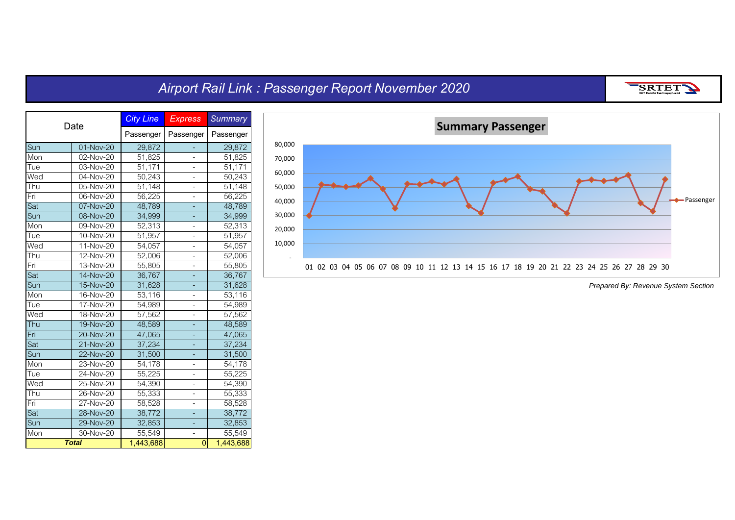# Airport Rail Link : Passenger Report November 2020

| Date | | City Line | Express | Summary |
|---|---|---|---|---|
| | | Passenger | Passenger | Passenger |
| Sun | 01-Nov-20 | 29,872 | - | 29,872 |
| Mon | 02-Nov-20 | 51,825 | - | 51,825 |
| Tue | 03-Nov-20 | 51,171 | - | 51,171 |
| Wed | 04-Nov-20 | 50,243 | - | 50,243 |
| Thu | 05-Nov-20 | 51,148 | - | 51,148 |
| Fri | 06-Nov-20 | 56,225 | - | 56,225 |
| Sat | 07-Nov-20 | 48,789 | - | 48,789 |
| Sun | 08-Nov-20 | 34,999 | - | 34,999 |
| Mon | 09-Nov-20 | 52,313 | - | 52,313 |
| Tue | 10-Nov-20 | 51,957 | - | 51,957 |
| Wed | 11-Nov-20 | 54,057 | - | 54,057 |
| Thu | 12-Nov-20 | 52,006 | - | 52,006 |
| Fri | 13-Nov-20 | 55,805 | - | 55,805 |
| Sat | 14-Nov-20 | 36,767 | - | 36,767 |
| Sun | 15-Nov-20 | 31,628 | - | 31,628 |
| Mon | 16-Nov-20 | 53,116 | - | 53,116 |
| Tue | 17-Nov-20 | 54,989 | - | 54,989 |
| Wed | 18-Nov-20 | 57,562 | - | 57,562 |
| Thu | 19-Nov-20 | 48,589 | - | 48,589 |
| Fri | 20-Nov-20 | 47,065 | - | 47,065 |
| Sat | 21-Nov-20 | 37,234 | - | 37,234 |
| Sun | 22-Nov-20 | 31,500 | - | 31,500 |
| Mon | 23-Nov-20 | 54,178 | - | 54,178 |
| Tue | 24-Nov-20 | 55,225 | - | 55,225 |
| Wed | 25-Nov-20 | 54,390 | - | 54,390 |
| Thu | 26-Nov-20 | 55,333 | - | 55,333 |
| Fri | 27-Nov-20 | 58,528 | - | 58,528 |
| Sat | 28-Nov-20 | 38,772 | - | 38,772 |
| Sun | 29-Nov-20 | 32,853 | - | 32,853 |
| Mon | 30-Nov-20 | 55,549 | - | 55,549 |
| ***Total*** | | 1,443,688 | 0 | 1,443,688 |

**Summary Passenger**

*Prepared By: Revenue System Section*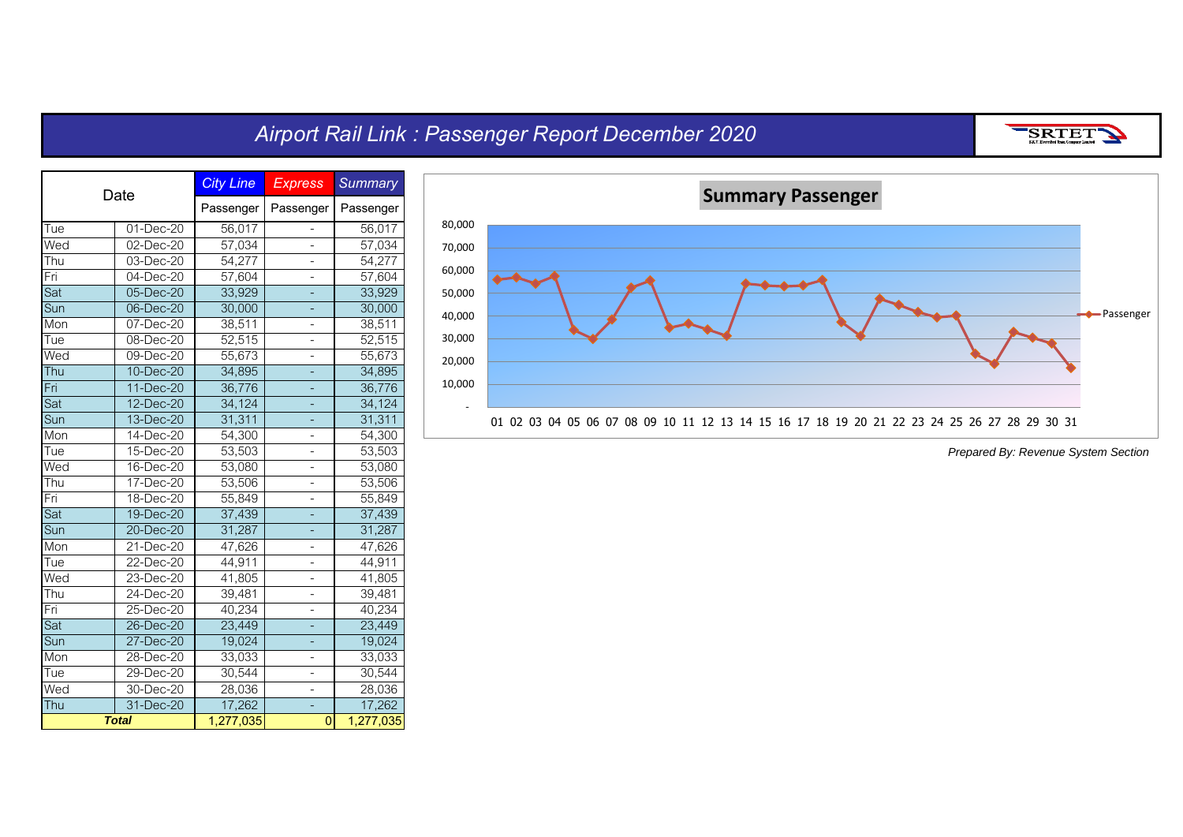# Airport Rail Link : Passenger Report December 2020

SRTET

| Date | | City Line | Express | Summary |
|---|---|---|---|---|
| | | Passenger | Passenger | Passenger |
| Tue | 01-Dec-20 | 56,017 | - | 56,017 |
| Wed | 02-Dec-20 | 57,034 | - | 57,034 |
| Thu | 03-Dec-20 | 54,277 | - | 54,277 |
| Fri | 04-Dec-20 | 57,604 | - | 57,604 |
| Sat | 05-Dec-20 | 33,929 | - | 33,929 |
| Sun | 06-Dec-20 | 30,000 | - | 30,000 |
| Mon | 07-Dec-20 | 38,511 | - | 38,511 |
| Tue | 08-Dec-20 | 52,515 | - | 52,515 |
| Wed | 09-Dec-20 | 55,673 | - | 55,673 |
| Thu | 10-Dec-20 | 34,895 | - | 34,895 |
| Fri | 11-Dec-20 | 36,776 | - | 36,776 |
| Sat | 12-Dec-20 | 34,124 | - | 34,124 |
| Sun | 13-Dec-20 | 31,311 | - | 31,311 |
| Mon | 14-Dec-20 | 54,300 | - | 54,300 |
| Tue | 15-Dec-20 | 53,503 | - | 53,503 |
| Wed | 16-Dec-20 | 53,080 | - | 53,080 |
| Thu | 17-Dec-20 | 53,506 | - | 53,506 |
| Fri | 18-Dec-20 | 55,849 | - | 55,849 |
| Sat | 19-Dec-20 | 37,439 | - | 37,439 |
| Sun | 20-Dec-20 | 31,287 | - | 31,287 |
| Mon | 21-Dec-20 | 47,626 | - | 47,626 |
| Tue | 22-Dec-20 | 44,911 | - | 44,911 |
| Wed | 23-Dec-20 | 41,805 | - | 41,805 |
| Thu | 24-Dec-20 | 39,481 | - | 39,481 |
| Fri | 25-Dec-20 | 40,234 | - | 40,234 |
| Sat | 26-Dec-20 | 23,449 | - | 23,449 |
| Sun | 27-Dec-20 | 19,024 | - | 19,024 |
| Mon | 28-Dec-20 | 33,033 | - | 33,033 |
| Tue | 29-Dec-20 | 30,544 | - | 30,544 |
| Wed | 30-Dec-20 | 28,036 | - | 28,036 |
| Thu | 31-Dec-20 | 17,262 | - | 17,262 |
| ***Total*** | | 1,277,035 | 0 | 1,277,035 |

**Summary Passenger**

*Prepared By: Revenue System Section*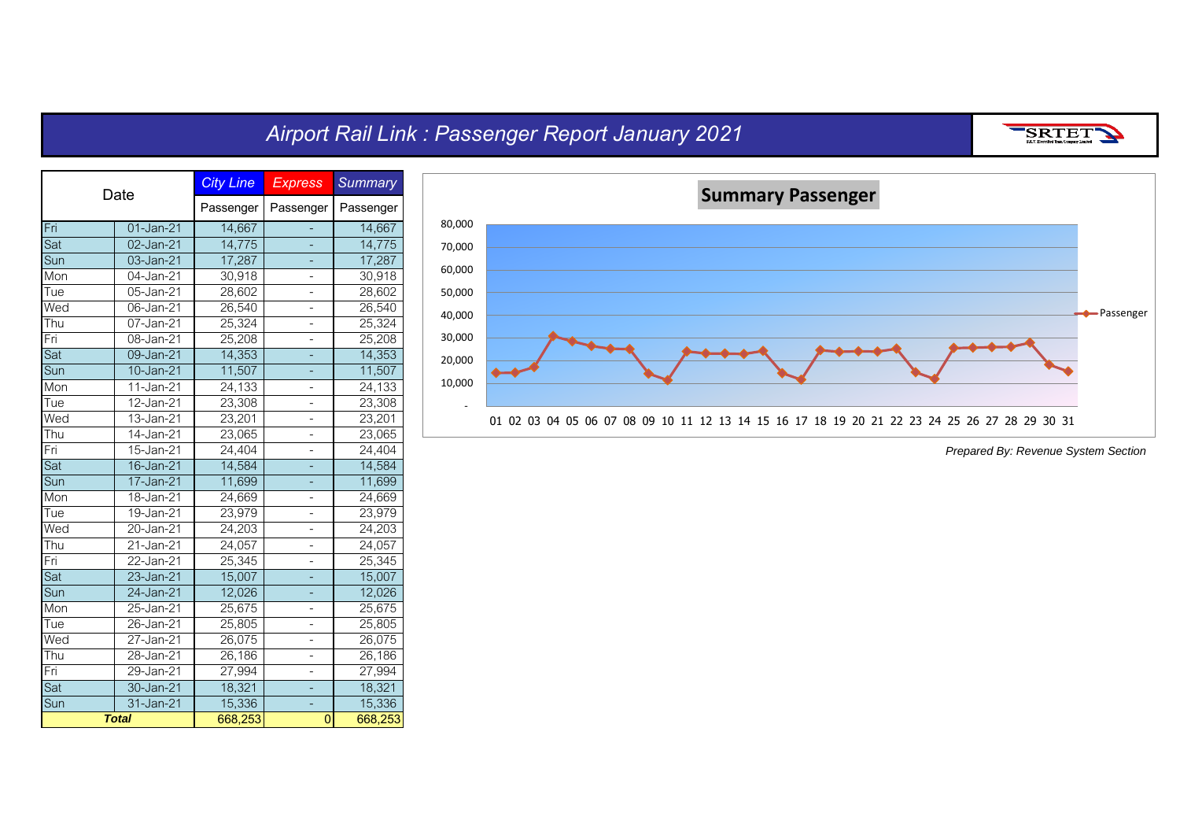# Airport Rail Link : Passenger Report January 2021

| Date | | City Line | Express | Summary |
|---|---|---|---|---|
| | | Passenger | Passenger | Passenger |
| Fri | 01-Jan-21 | 14,667 | - | 14,667 |
| Sat | 02-Jan-21 | 14,775 | - | 14,775 |
| Sun | 03-Jan-21 | 17,287 | - | 17,287 |
| Mon | 04-Jan-21 | 30,918 | - | 30,918 |
| Tue | 05-Jan-21 | 28,602 | - | 28,602 |
| Wed | 06-Jan-21 | 26,540 | - | 26,540 |
| Thu | 07-Jan-21 | 25,324 | - | 25,324 |
| Fri | 08-Jan-21 | 25,208 | - | 25,208 |
| Sat | 09-Jan-21 | 14,353 | - | 14,353 |
| Sun | 10-Jan-21 | 11,507 | - | 11,507 |
| Mon | 11-Jan-21 | 24,133 | - | 24,133 |
| Tue | 12-Jan-21 | 23,308 | - | 23,308 |
| Wed | 13-Jan-21 | 23,201 | - | 23,201 |
| Thu | 14-Jan-21 | 23,065 | - | 23,065 |
| Fri | 15-Jan-21 | 24,404 | - | 24,404 |
| Sat | 16-Jan-21 | 14,584 | - | 14,584 |
| Sun | 17-Jan-21 | 11,699 | - | 11,699 |
| Mon | 18-Jan-21 | 24,669 | - | 24,669 |
| Tue | 19-Jan-21 | 23,979 | - | 23,979 |
| Wed | 20-Jan-21 | 24,203 | - | 24,203 |
| Thu | 21-Jan-21 | 24,057 | - | 24,057 |
| Fri | 22-Jan-21 | 25,345 | - | 25,345 |
| Sat | 23-Jan-21 | 15,007 | - | 15,007 |
| Sun | 24-Jan-21 | 12,026 | - | 12,026 |
| Mon | 25-Jan-21 | 25,675 | - | 25,675 |
| Tue | 26-Jan-21 | 25,805 | - | 25,805 |
| Wed | 27-Jan-21 | 26,075 | - | 26,075 |
| Thu | 28-Jan-21 | 26,186 | - | 26,186 |
| Fri | 29-Jan-21 | 27,994 | - | 27,994 |
| Sat | 30-Jan-21 | 18,321 | - | 18,321 |
| Sun | 31-Jan-21 | 15,336 | - | 15,336 |
| ***Total*** | | 668,253 | 0 | 668,253 |

*Prepared By: Revenue System Section*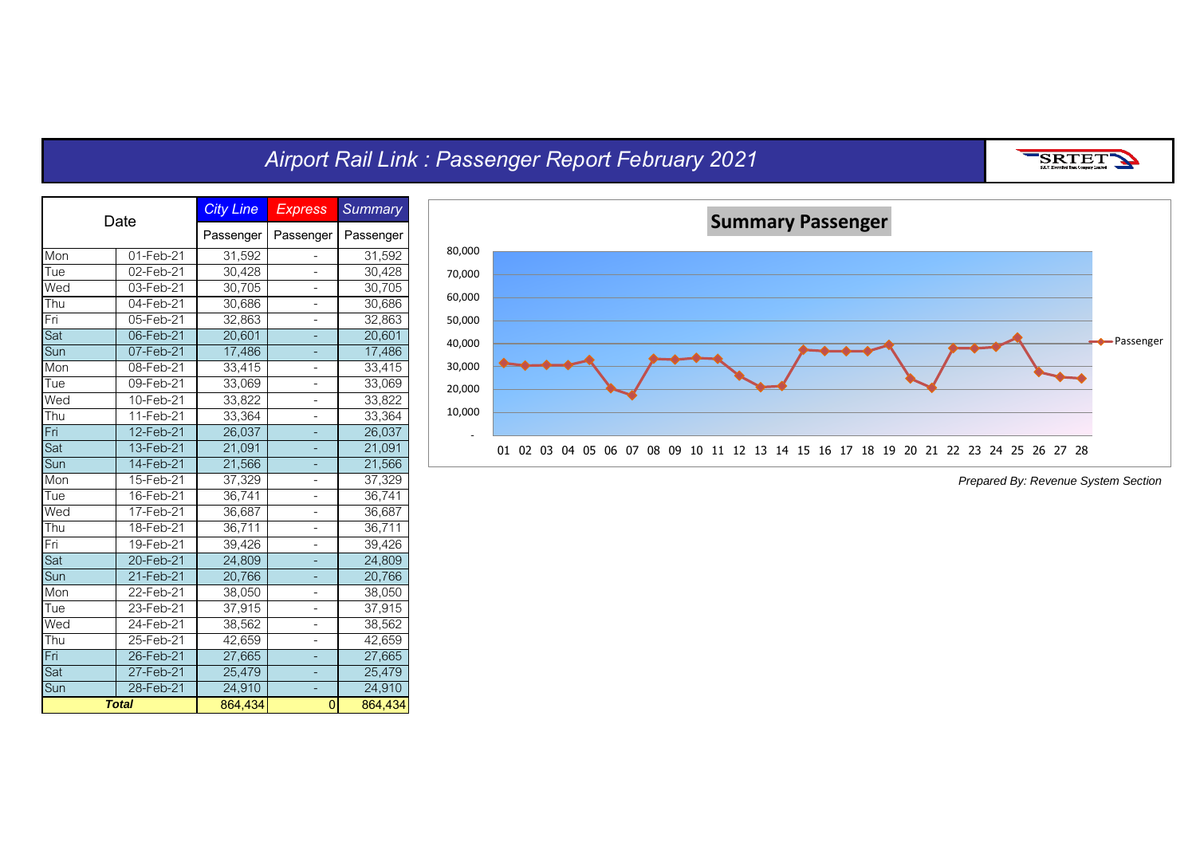# Airport Rail Link : Passenger Report February 2021

| Date | | City Line | Express | Summary |
|---|---|---|---|---|
| | | Passenger | Passenger | Passenger |
| Mon | 01-Feb-21 | 31,592 | - | 31,592 |
| Tue | 02-Feb-21 | 30,428 | - | 30,428 |
| Wed | 03-Feb-21 | 30,705 | - | 30,705 |
| Thu | 04-Feb-21 | 30,686 | - | 30,686 |
| Fri | 05-Feb-21 | 32,863 | - | 32,863 |
| Sat | 06-Feb-21 | 20,601 | - | 20,601 |
| Sun | 07-Feb-21 | 17,486 | - | 17,486 |
| Mon | 08-Feb-21 | 33,415 | - | 33,415 |
| Tue | 09-Feb-21 | 33,069 | - | 33,069 |
| Wed | 10-Feb-21 | 33,822 | - | 33,822 |
| Thu | 11-Feb-21 | 33,364 | - | 33,364 |
| Fri | 12-Feb-21 | 26,037 | - | 26,037 |
| Sat | 13-Feb-21 | 21,091 | - | 21,091 |
| Sun | 14-Feb-21 | 21,566 | - | 21,566 |
| Mon | 15-Feb-21 | 37,329 | - | 37,329 |
| Tue | 16-Feb-21 | 36,741 | - | 36,741 |
| Wed | 17-Feb-21 | 36,687 | - | 36,687 |
| Thu | 18-Feb-21 | 36,711 | - | 36,711 |
| Fri | 19-Feb-21 | 39,426 | - | 39,426 |
| Sat | 20-Feb-21 | 24,809 | - | 24,809 |
| Sun | 21-Feb-21 | 20,766 | - | 20,766 |
| Mon | 22-Feb-21 | 38,050 | - | 38,050 |
| Tue | 23-Feb-21 | 37,915 | - | 37,915 |
| Wed | 24-Feb-21 | 38,562 | - | 38,562 |
| Thu | 25-Feb-21 | 42,659 | - | 42,659 |
| Fri | 26-Feb-21 | 27,665 | - | 27,665 |
| Sat | 27-Feb-21 | 25,479 | - | 25,479 |
| Sun | 28-Feb-21 | 24,910 | - | 24,910 |
| ***Total*** | | 864,434 | 0 | 864,434 |

**Summary Passenger**

*Prepared By: Revenue System Section*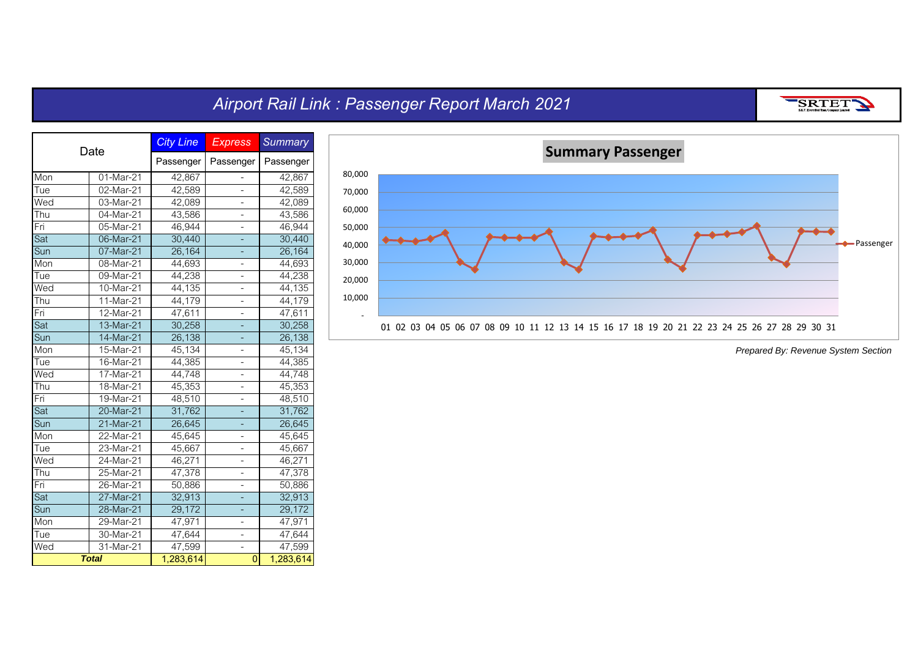# Airport Rail Link : Passenger Report March 2021

| Date | | City Line | Express | Summary |
|---|---|---|---|---|
| | | Passenger | Passenger | Passenger |
| Mon | 01-Mar-21 | 42,867 | - | 42,867 |
| Tue | 02-Mar-21 | 42,589 | - | 42,589 |
| Wed | 03-Mar-21 | 42,089 | - | 42,089 |
| Thu | 04-Mar-21 | 43,586 | - | 43,586 |
| Fri | 05-Mar-21 | 46,944 | - | 46,944 |
| Sat | 06-Mar-21 | 30,440 | - | 30,440 |
| Sun | 07-Mar-21 | 26,164 | - | 26,164 |
| Mon | 08-Mar-21 | 44,693 | - | 44,693 |
| Tue | 09-Mar-21 | 44,238 | - | 44,238 |
| Wed | 10-Mar-21 | 44,135 | - | 44,135 |
| Thu | 11-Mar-21 | 44,179 | - | 44,179 |
| Fri | 12-Mar-21 | 47,611 | - | 47,611 |
| Sat | 13-Mar-21 | 30,258 | - | 30,258 |
| Sun | 14-Mar-21 | 26,138 | - | 26,138 |
| Mon | 15-Mar-21 | 45,134 | - | 45,134 |
| Tue | 16-Mar-21 | 44,385 | - | 44,385 |
| Wed | 17-Mar-21 | 44,748 | - | 44,748 |
| Thu | 18-Mar-21 | 45,353 | - | 45,353 |
| Fri | 19-Mar-21 | 48,510 | - | 48,510 |
| Sat | 20-Mar-21 | 31,762 | - | 31,762 |
| Sun | 21-Mar-21 | 26,645 | - | 26,645 |
| Mon | 22-Mar-21 | 45,645 | - | 45,645 |
| Tue | 23-Mar-21 | 45,667 | - | 45,667 |
| Wed | 24-Mar-21 | 46,271 | - | 46,271 |
| Thu | 25-Mar-21 | 47,378 | - | 47,378 |
| Fri | 26-Mar-21 | 50,886 | - | 50,886 |
| Sat | 27-Mar-21 | 32,913 | - | 32,913 |
| Sun | 28-Mar-21 | 29,172 | - | 29,172 |
| Mon | 29-Mar-21 | 47,971 | - | 47,971 |
| Tue | 30-Mar-21 | 47,644 | - | 47,644 |
| Wed | 31-Mar-21 | 47,599 | - | 47,599 |
| ***Total*** | | 1,283,614 | 0 | 1,283,614 |

**Summary Passenger**

*Prepared By: Revenue System Section*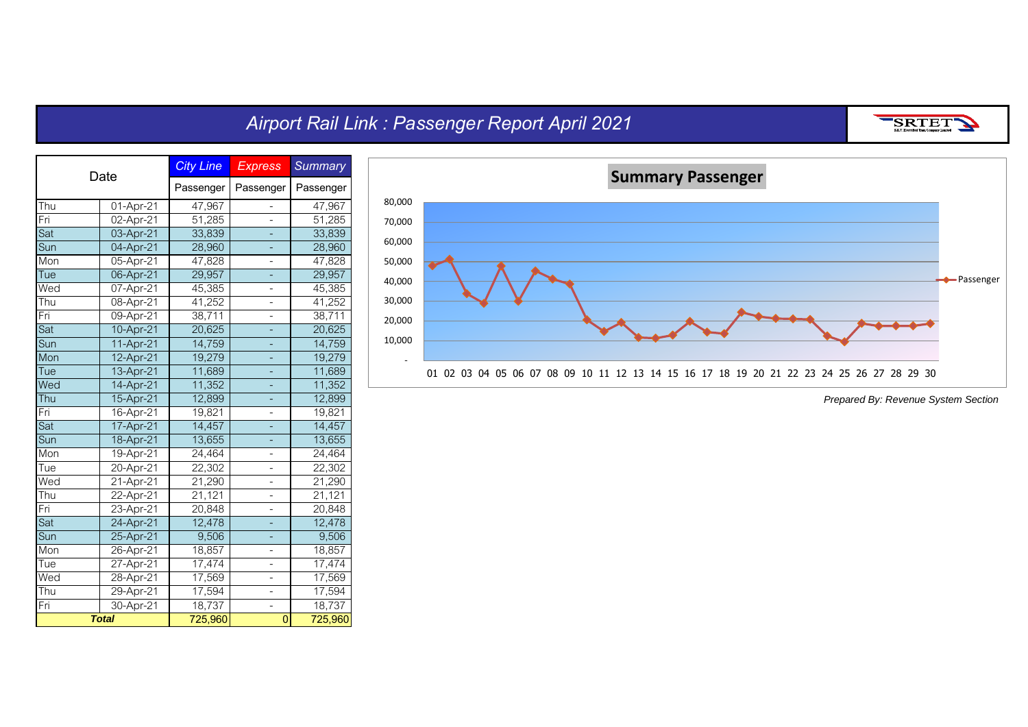# Airport Rail Link : Passenger Report April 2021

| Date | | City Line | Express | Summary |
|---|---|---|---|---|
| | | Passenger | Passenger | Passenger |
| Thu | 01-Apr-21 | 47,967 | - | 47,967 |
| Fri | 02-Apr-21 | 51,285 | - | 51,285 |
| Sat | 03-Apr-21 | 33,839 | - | 33,839 |
| Sun | 04-Apr-21 | 28,960 | - | 28,960 |
| Mon | 05-Apr-21 | 47,828 | - | 47,828 |
| Tue | 06-Apr-21 | 29,957 | - | 29,957 |
| Wed | 07-Apr-21 | 45,385 | - | 45,385 |
| Thu | 08-Apr-21 | 41,252 | - | 41,252 |
| Fri | 09-Apr-21 | 38,711 | - | 38,711 |
| Sat | 10-Apr-21 | 20,625 | - | 20,625 |
| Sun | 11-Apr-21 | 14,759 | - | 14,759 |
| Mon | 12-Apr-21 | 19,279 | - | 19,279 |
| Tue | 13-Apr-21 | 11,689 | - | 11,689 |
| Wed | 14-Apr-21 | 11,352 | - | 11,352 |
| Thu | 15-Apr-21 | 12,899 | - | 12,899 |
| Fri | 16-Apr-21 | 19,821 | - | 19,821 |
| Sat | 17-Apr-21 | 14,457 | - | 14,457 |
| Sun | 18-Apr-21 | 13,655 | - | 13,655 |
| Mon | 19-Apr-21 | 24,464 | - | 24,464 |
| Tue | 20-Apr-21 | 22,302 | - | 22,302 |
| Wed | 21-Apr-21 | 21,290 | - | 21,290 |
| Thu | 22-Apr-21 | 21,121 | - | 21,121 |
| Fri | 23-Apr-21 | 20,848 | - | 20,848 |
| Sat | 24-Apr-21 | 12,478 | - | 12,478 |
| Sun | 25-Apr-21 | 9,506 | - | 9,506 |
| Mon | 26-Apr-21 | 18,857 | - | 18,857 |
| Tue | 27-Apr-21 | 17,474 | - | 17,474 |
| Wed | 28-Apr-21 | 17,569 | - | 17,569 |
| Thu | 29-Apr-21 | 17,594 | - | 17,594 |
| Fri | 30-Apr-21 | 18,737 | - | 18,737 |
| ***Total*** | | 725,960 | 0 | 725,960 |

**Summary Passenger**

*Prepared By: Revenue System Section*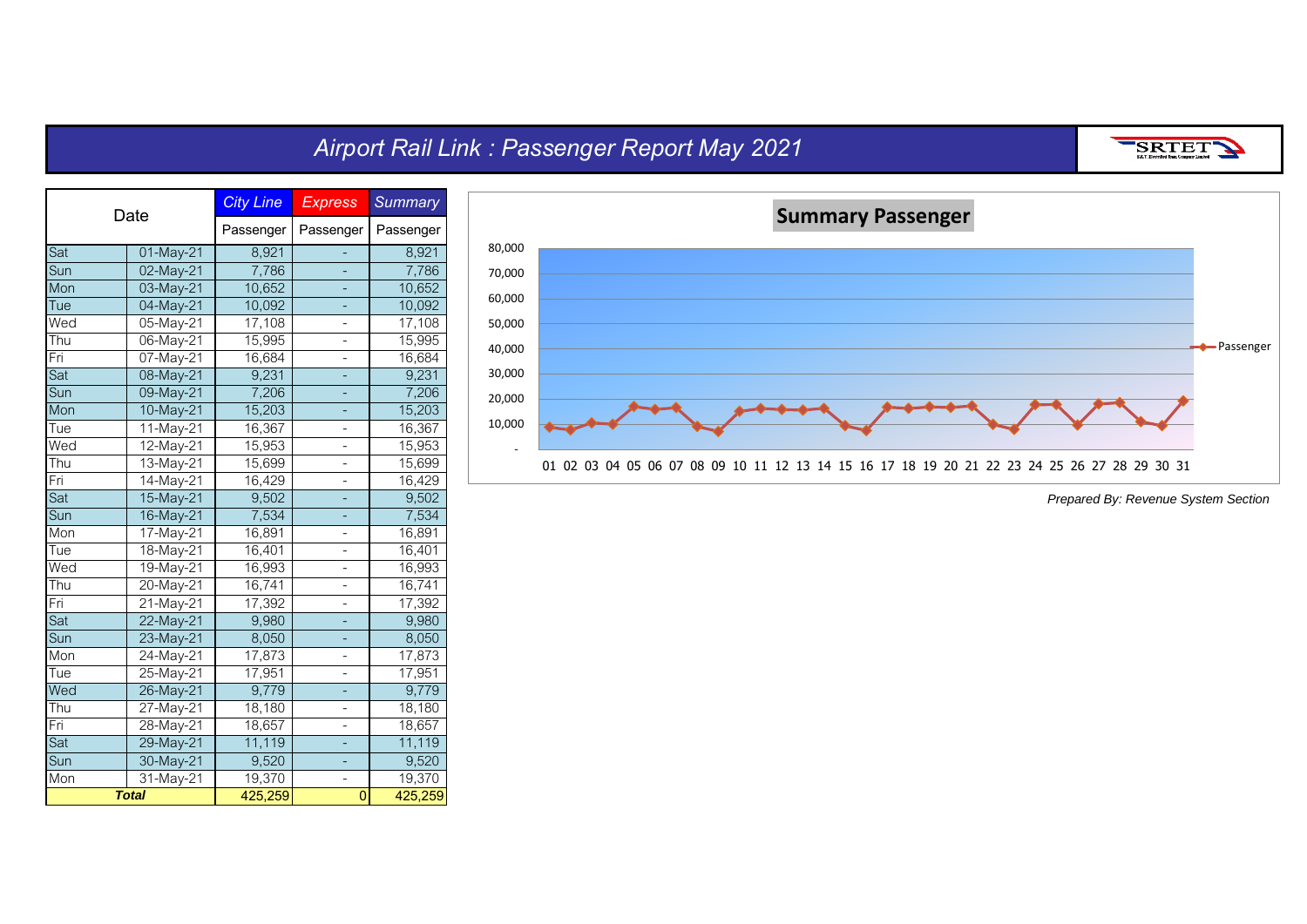# Airport Rail Link : Passenger Report May 2021

| Date | | City Line | Express | Summary |
|---|---|---|---|---|
| | | Passenger | Passenger | Passenger |
| Sat | 01-May-21 | 8,921 | - | 8,921 |
| Sun | 02-May-21 | 7,786 | - | 7,786 |
| Mon | 03-May-21 | 10,652 | - | 10,652 |
| Tue | 04-May-21 | 10,092 | - | 10,092 |
| Wed | 05-May-21 | 17,108 | - | 17,108 |
| Thu | 06-May-21 | 15,995 | - | 15,995 |
| Fri | 07-May-21 | 16,684 | - | 16,684 |
| Sat | 08-May-21 | 9,231 | - | 9,231 |
| Sun | 09-May-21 | 7,206 | - | 7,206 |
| Mon | 10-May-21 | 15,203 | - | 15,203 |
| Tue | 11-May-21 | 16,367 | - | 16,367 |
| Wed | 12-May-21 | 15,953 | - | 15,953 |
| Thu | 13-May-21 | 15,699 | - | 15,699 |
| Fri | 14-May-21 | 16,429 | - | 16,429 |
| Sat | 15-May-21 | 9,502 | - | 9,502 |
| Sun | 16-May-21 | 7,534 | - | 7,534 |
| Mon | 17-May-21 | 16,891 | - | 16,891 |
| Tue | 18-May-21 | 16,401 | - | 16,401 |
| Wed | 19-May-21 | 16,993 | - | 16,993 |
| Thu | 20-May-21 | 16,741 | - | 16,741 |
| Fri | 21-May-21 | 17,392 | - | 17,392 |
| Sat | 22-May-21 | 9,980 | - | 9,980 |
| Sun | 23-May-21 | 8,050 | - | 8,050 |
| Mon | 24-May-21 | 17,873 | - | 17,873 |
| Tue | 25-May-21 | 17,951 | - | 17,951 |
| Wed | 26-May-21 | 9,779 | - | 9,779 |
| Thu | 27-May-21 | 18,180 | - | 18,180 |
| Fri | 28-May-21 | 18,657 | - | 18,657 |
| Sat | 29-May-21 | 11,119 | - | 11,119 |
| Sun | 30-May-21 | 9,520 | - | 9,520 |
| Mon | 31-May-21 | 19,370 | - | 19,370 |
| **Total** | | 425,259 | 0 | 425,259 |

*Prepared By: Revenue System Section*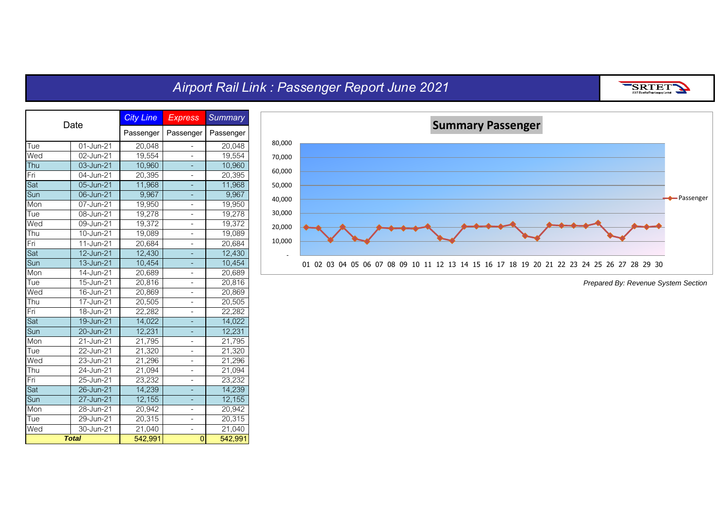# Airport Rail Link : Passenger Report June 2021

SRTET

| Date | | City Line | Express | Summary |
|---|---|---|---|---|
| | | Passenger | Passenger | Passenger |
| Tue | 01-Jun-21 | 20,048 | - | 20,048 |
| Wed | 02-Jun-21 | 19,554 | - | 19,554 |
| Thu | 03-Jun-21 | 10,960 | - | 10,960 |
| Fri | 04-Jun-21 | 20,395 | - | 20,395 |
| Sat | 05-Jun-21 | 11,968 | - | 11,968 |
| Sun | 06-Jun-21 | 9,967 | - | 9,967 |
| Mon | 07-Jun-21 | 19,950 | - | 19,950 |
| Tue | 08-Jun-21 | 19,278 | - | 19,278 |
| Wed | 09-Jun-21 | 19,372 | - | 19,372 |
| Thu | 10-Jun-21 | 19,089 | - | 19,089 |
| Fri | 11-Jun-21 | 20,684 | - | 20,684 |
| Sat | 12-Jun-21 | 12,430 | - | 12,430 |
| Sun | 13-Jun-21 | 10,454 | - | 10,454 |
| Mon | 14-Jun-21 | 20,689 | - | 20,689 |
| Tue | 15-Jun-21 | 20,816 | - | 20,816 |
| Wed | 16-Jun-21 | 20,869 | - | 20,869 |
| Thu | 17-Jun-21 | 20,505 | - | 20,505 |
| Fri | 18-Jun-21 | 22,282 | - | 22,282 |
| Sat | 19-Jun-21 | 14,022 | - | 14,022 |
| Sun | 20-Jun-21 | 12,231 | - | 12,231 |
| Mon | 21-Jun-21 | 21,795 | - | 21,795 |
| Tue | 22-Jun-21 | 21,320 | - | 21,320 |
| Wed | 23-Jun-21 | 21,296 | - | 21,296 |
| Thu | 24-Jun-21 | 21,094 | - | 21,094 |
| Fri | 25-Jun-21 | 23,232 | - | 23,232 |
| Sat | 26-Jun-21 | 14,239 | - | 14,239 |
| Sun | 27-Jun-21 | 12,155 | - | 12,155 |
| Mon | 28-Jun-21 | 20,942 | - | 20,942 |
| Tue | 29-Jun-21 | 20,315 | - | 20,315 |
| Wed | 30-Jun-21 | 21,040 | - | 21,040 |
| ***Total*** | | 542,991 | 0 | 542,991 |

**Summary Passenger**

*Prepared By: Revenue System Section*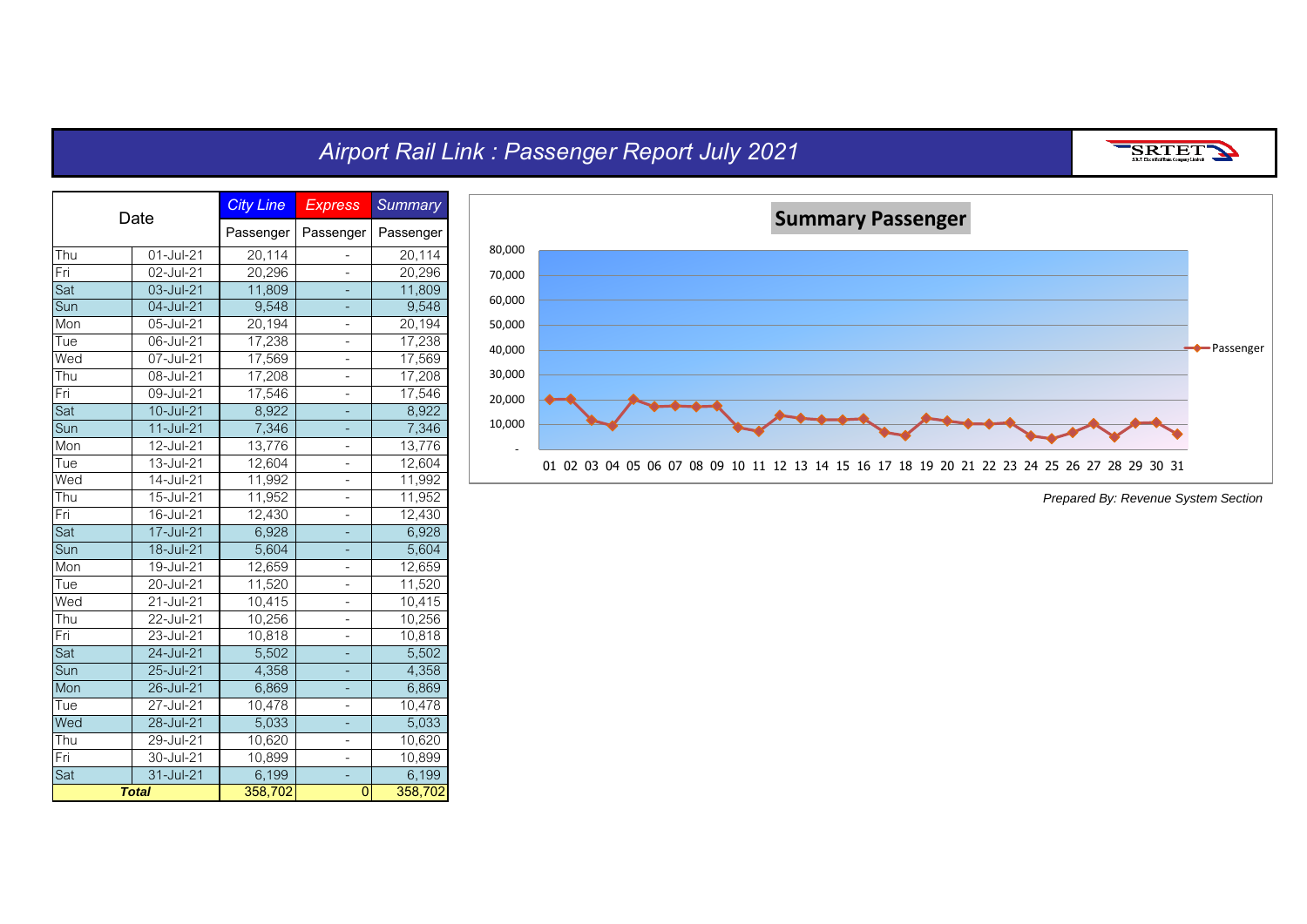# Airport Rail Link : Passenger Report July 2021

| Date | | City Line | Express | Summary |
|---|---|---|---|---|
| | | Passenger | Passenger | Passenger |
| Thu | 01-Jul-21 | 20,114 | - | 20,114 |
| Fri | 02-Jul-21 | 20,296 | - | 20,296 |
| Sat | 03-Jul-21 | 11,809 | - | 11,809 |
| Sun | 04-Jul-21 | 9,548 | - | 9,548 |
| Mon | 05-Jul-21 | 20,194 | - | 20,194 |
| Tue | 06-Jul-21 | 17,238 | - | 17,238 |
| Wed | 07-Jul-21 | 17,569 | - | 17,569 |
| Thu | 08-Jul-21 | 17,208 | - | 17,208 |
| Fri | 09-Jul-21 | 17,546 | - | 17,546 |
| Sat | 10-Jul-21 | 8,922 | - | 8,922 |
| Sun | 11-Jul-21 | 7,346 | - | 7,346 |
| Mon | 12-Jul-21 | 13,776 | - | 13,776 |
| Tue | 13-Jul-21 | 12,604 | - | 12,604 |
| Wed | 14-Jul-21 | 11,992 | - | 11,992 |
| Thu | 15-Jul-21 | 11,952 | - | 11,952 |
| Fri | 16-Jul-21 | 12,430 | - | 12,430 |
| Sat | 17-Jul-21 | 6,928 | - | 6,928 |
| Sun | 18-Jul-21 | 5,604 | - | 5,604 |
| Mon | 19-Jul-21 | 12,659 | - | 12,659 |
| Tue | 20-Jul-21 | 11,520 | - | 11,520 |
| Wed | 21-Jul-21 | 10,415 | - | 10,415 |
| Thu | 22-Jul-21 | 10,256 | - | 10,256 |
| Fri | 23-Jul-21 | 10,818 | - | 10,818 |
| Sat | 24-Jul-21 | 5,502 | - | 5,502 |
| Sun | 25-Jul-21 | 4,358 | - | 4,358 |
| Mon | 26-Jul-21 | 6,869 | - | 6,869 |
| Tue | 27-Jul-21 | 10,478 | - | 10,478 |
| Wed | 28-Jul-21 | 5,033 | - | 5,033 |
| Thu | 29-Jul-21 | 10,620 | - | 10,620 |
| Fri | 30-Jul-21 | 10,899 | - | 10,899 |
| Sat | 31-Jul-21 | 6,199 | - | 6,199 |
| ***Total*** | | 358,702 | 0 | 358,702 |

**Summary Passenger**

*Prepared By: Revenue System Section*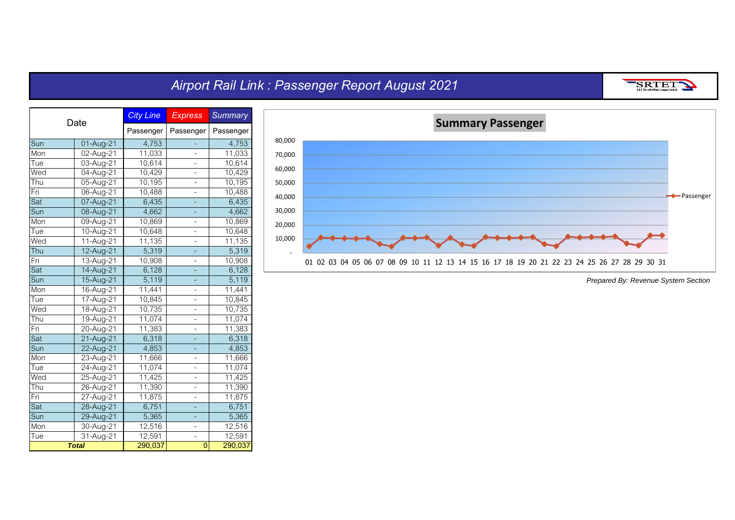# Airport Rail Link : Passenger Report August 2021

| Date | | City Line | Express | Summary |
|---|---|---|---|---|
| | | Passenger | Passenger | Passenger |
| Sun | 01-Aug-21 | 4,753 | - | 4,753 |
| Mon | 02-Aug-21 | 11,033 | - | 11,033 |
| Tue | 03-Aug-21 | 10,614 | - | 10,614 |
| Wed | 04-Aug-21 | 10,429 | - | 10,429 |
| Thu | 05-Aug-21 | 10,195 | - | 10,195 |
| Fri | 06-Aug-21 | 10,488 | - | 10,488 |
| Sat | 07-Aug-21 | 6,435 | - | 6,435 |
| Sun | 08-Aug-21 | 4,662 | - | 4,662 |
| Mon | 09-Aug-21 | 10,869 | - | 10,869 |
| Tue | 10-Aug-21 | 10,648 | - | 10,648 |
| Wed | 11-Aug-21 | 11,135 | - | 11,135 |
| Thu | 12-Aug-21 | 5,319 | - | 5,319 |
| Fri | 13-Aug-21 | 10,908 | - | 10,908 |
| Sat | 14-Aug-21 | 6,128 | - | 6,128 |
| Sun | 15-Aug-21 | 5,119 | - | 5,119 |
| Mon | 16-Aug-21 | 11,441 | - | 11,441 |
| Tue | 17-Aug-21 | 10,845 | - | 10,845 |
| Wed | 18-Aug-21 | 10,735 | - | 10,735 |
| Thu | 19-Aug-21 | 11,074 | - | 11,074 |
| Fri | 20-Aug-21 | 11,383 | - | 11,383 |
| Sat | 21-Aug-21 | 6,318 | - | 6,318 |
| Sun | 22-Aug-21 | 4,853 | - | 4,853 |
| Mon | 23-Aug-21 | 11,666 | - | 11,666 |
| Tue | 24-Aug-21 | 11,074 | - | 11,074 |
| Wed | 25-Aug-21 | 11,425 | - | 11,425 |
| Thu | 26-Aug-21 | 11,390 | - | 11,390 |
| Fri | 27-Aug-21 | 11,875 | - | 11,875 |
| Sat | 28-Aug-21 | 6,751 | - | 6,751 |
| Sun | 29-Aug-21 | 5,365 | - | 5,365 |
| Mon | 30-Aug-21 | 12,516 | - | 12,516 |
| Tue | 31-Aug-21 | 12,591 | - | 12,591 |
| ***Total*** | | 290,037 | 0 | 290,037 |

*Prepared By: Revenue System Section*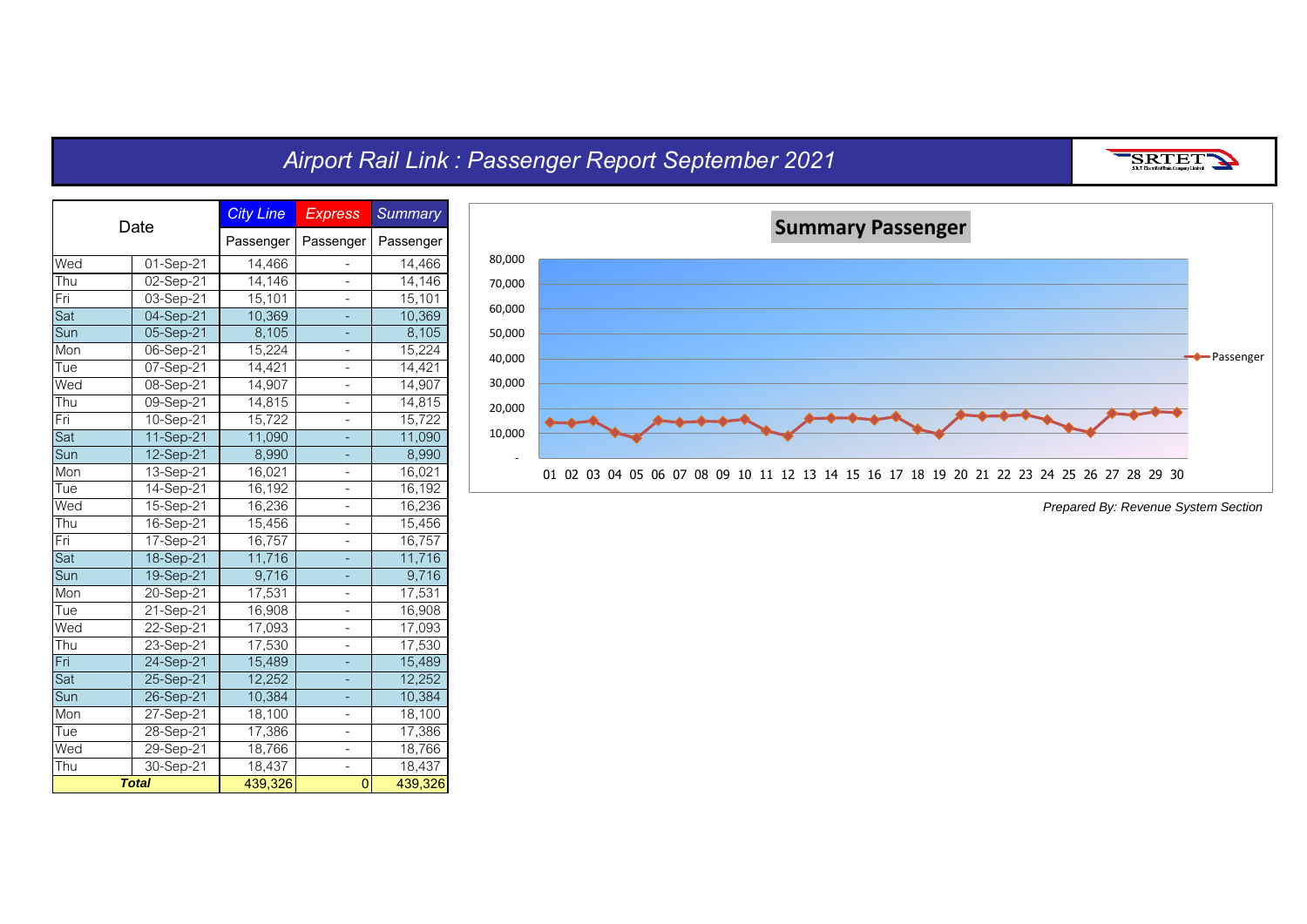# Airport Rail Link : Passenger Report September 2021

SRTET

| Date | | City Line | Express | Summary |
|---|---|---|---|---|
| | | Passenger | Passenger | Passenger |
| Wed | 01-Sep-21 | 14,466 | - | 14,466 |
| Thu | 02-Sep-21 | 14,146 | - | 14,146 |
| Fri | 03-Sep-21 | 15,101 | - | 15,101 |
| Sat | 04-Sep-21 | 10,369 | - | 10,369 |
| Sun | 05-Sep-21 | 8,105 | - | 8,105 |
| Mon | 06-Sep-21 | 15,224 | - | 15,224 |
| Tue | 07-Sep-21 | 14,421 | - | 14,421 |
| Wed | 08-Sep-21 | 14,907 | - | 14,907 |
| Thu | 09-Sep-21 | 14,815 | - | 14,815 |
| Fri | 10-Sep-21 | 15,722 | - | 15,722 |
| Sat | 11-Sep-21 | 11,090 | - | 11,090 |
| Sun | 12-Sep-21 | 8,990 | - | 8,990 |
| Mon | 13-Sep-21 | 16,021 | - | 16,021 |
| Tue | 14-Sep-21 | 16,192 | - | 16,192 |
| Wed | 15-Sep-21 | 16,236 | - | 16,236 |
| Thu | 16-Sep-21 | 15,456 | - | 15,456 |
| Fri | 17-Sep-21 | 16,757 | - | 16,757 |
| Sat | 18-Sep-21 | 11,716 | - | 11,716 |
| Sun | 19-Sep-21 | 9,716 | - | 9,716 |
| Mon | 20-Sep-21 | 17,531 | - | 17,531 |
| Tue | 21-Sep-21 | 16,908 | - | 16,908 |
| Wed | 22-Sep-21 | 17,093 | - | 17,093 |
| Thu | 23-Sep-21 | 17,530 | - | 17,530 |
| Fri | 24-Sep-21 | 15,489 | - | 15,489 |
| Sat | 25-Sep-21 | 12,252 | - | 12,252 |
| Sun | 26-Sep-21 | 10,384 | - | 10,384 |
| Mon | 27-Sep-21 | 18,100 | - | 18,100 |
| Tue | 28-Sep-21 | 17,386 | - | 17,386 |
| Wed | 29-Sep-21 | 18,766 | - | 18,766 |
| Thu | 30-Sep-21 | 18,437 | - | 18,437 |
| **Total** | | 439,326 | 0 | 439,326 |

**Summary Passenger**

80,000
70,000
60,000
50,000
40,000
30,000
20,000
10,000
-

01 02 03 04 05 06 07 08 09 10 11 12 13 14 15 16 17 18 19 20 21 22 23 24 25 26 27 28 29 30

Passenger

*Prepared By: Revenue System Section*